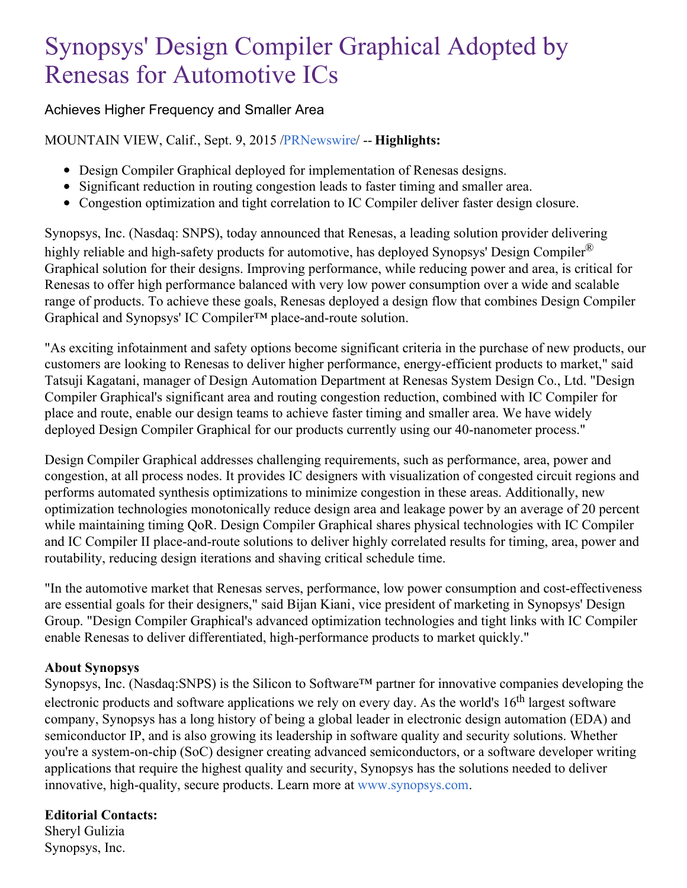# Synopsys' Design Compiler Graphical Adopted by Renesas for Automotive ICs

Achieves Higher Frequency and Smaller Area

MOUNTAIN VIEW, Calif., Sept. 9, 2015 /PRNewswire/ -- **Highlights:**

- Design Compiler Graphical deployed for implementation of Renesas designs.
- Significant reduction in routing congestion leads to faster timing and smaller area.
- Congestion optimization and tight correlation to IC Compiler deliver faster design closure.

Synopsys, Inc. (Nasdaq: SNPS), today announced that Renesas, a leading solution provider delivering highly reliable and high-safety products for automotive, has deployed Synopsys' Design Compiler® Graphical solution for their designs. Improving performance, while reducing power and area, is critical for Renesas to offer high performance balanced with very low power consumption over a wide and scalable range of products. To achieve these goals, Renesas deployed a design flow that combines Design Compiler Graphical and Synopsys' IC Compiler™ place-and-route solution.

"As exciting infotainment and safety options become significant criteria in the purchase of new products, our customers are looking to Renesas to deliver higher performance, energy-efficient products to market," said Tatsuji Kagatani, manager of Design Automation Department at Renesas System Design Co., Ltd. "Design Compiler Graphical's significant area and routing congestion reduction, combined with IC Compiler for place and route, enable our design teams to achieve faster timing and smaller area. We have widely deployed Design Compiler Graphical for our products currently using our 40-nanometer process."

Design Compiler Graphical addresses challenging requirements, such as performance, area, power and congestion, at all process nodes. It provides IC designers with visualization of congested circuit regions and performs automated synthesis optimizations to minimize congestion in these areas. Additionally, new optimization technologies monotonically reduce design area and leakage power by an average of 20 percent while maintaining timing QoR. Design Compiler Graphical shares physical technologies with IC Compiler and IC Compiler II place-and-route solutions to deliver highly correlated results for timing, area, power and routability, reducing design iterations and shaving critical schedule time.

"In the automotive market that Renesas serves, performance, low power consumption and cost-effectiveness are essential goals for their designers," said Bijan Kiani, vice president of marketing in Synopsys' Design Group. "Design Compiler Graphical's advanced optimization technologies and tight links with IC Compiler enable Renesas to deliver differentiated, high-performance products to market quickly."

**About Synopsys**

Synopsys, Inc. (Nasdaq:SNPS) is the Silicon to Software™ partner for innovative companies developing the electronic products and software applications we rely on every day. As the world's 16th largest software company, Synopsys has a long history of being a global leader in electronic design automation (EDA) and semiconductor IP, and is also growing its leadership in software quality and security solutions. Whether you're a system-on-chip (SoC) designer creating advanced semiconductors, or a software developer writing applications that require the highest quality and security, Synopsys has the solutions needed to deliver innovative, high-quality, secure products. Learn more at www.synopsys.com.

**Editorial Contacts:**

Sheryl Gulizia
Synopsys, Inc.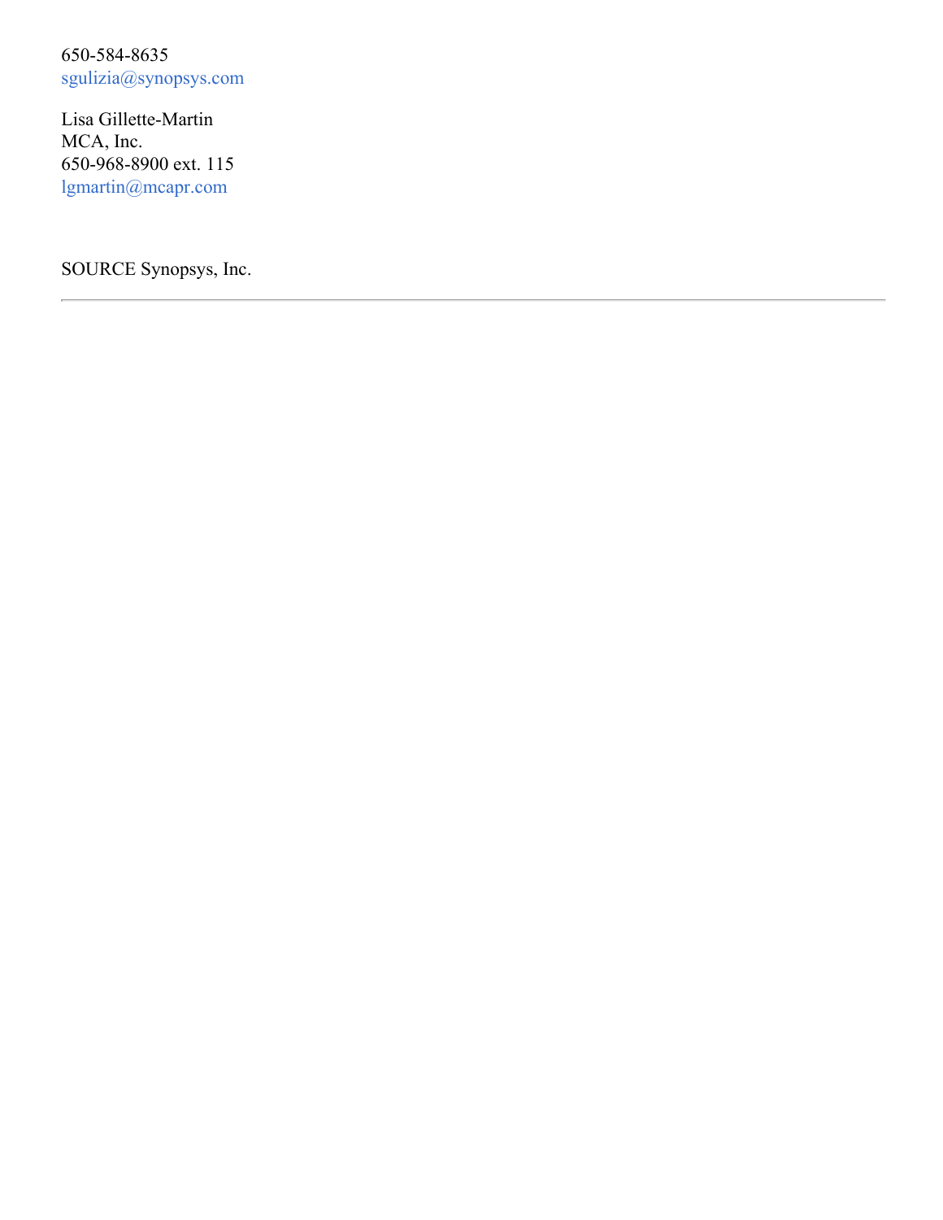650-584-8635
sgulizia@synopsys.com

Lisa Gillette-Martin
MCA, Inc.
650-968-8900 ext. 115
lgmartin@mcapr.com

SOURCE Synopsys, Inc.

---